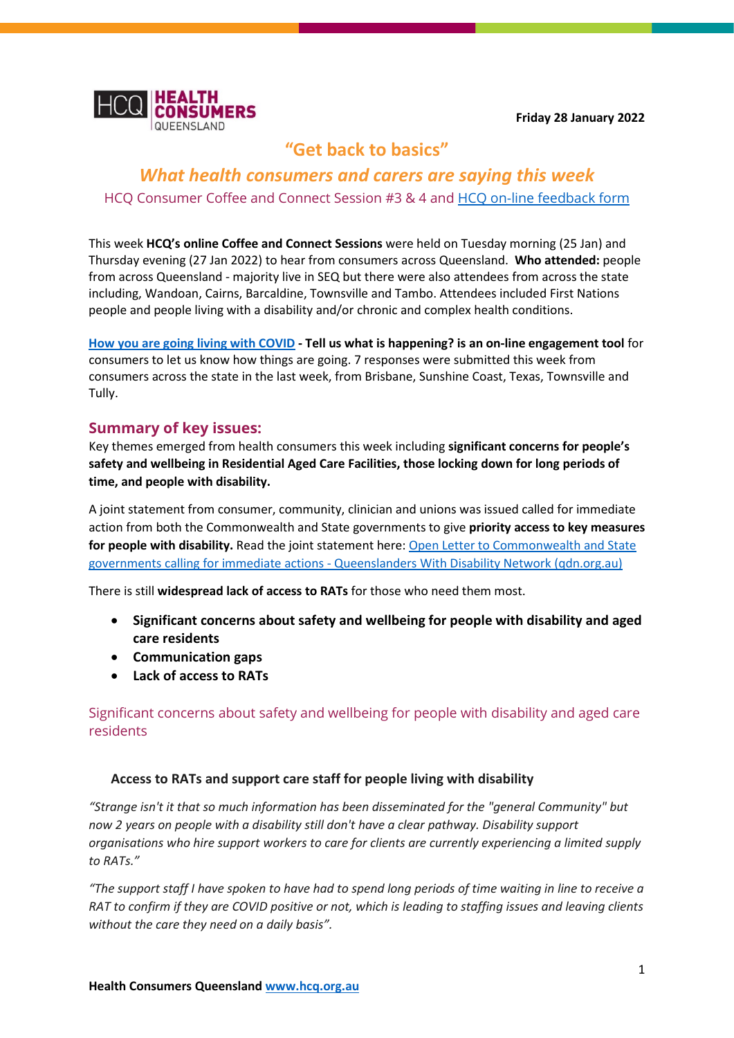HCQ HEALTH CONSUMERS QUEENSLAND

**Friday 28 January 2022**

# "Get back to basics"

## *What health consumers and carers are saying this week*

HCQ Consumer Coffee and Connect Session #3 & 4 and [HCQ on-line feedback form]

This week **HCQ's online Coffee and Connect Sessions** were held on Tuesday morning (25 Jan) and Thursday evening (27 Jan 2022) to hear from consumers across Queensland. **Who attended:** people from across Queensland - majority live in SEQ but there were also attendees from across the state including, Wandoan, Cairns, Barcaldine, Townsville and Tambo. Attendees included First Nations people and people living with a disability and/or chronic and complex health conditions.

**[How you are going living with COVID] - Tell us what is happening? is an on-line engagement tool** for consumers to let us know how things are going. 7 responses were submitted this week from consumers across the state in the last week, from Brisbane, Sunshine Coast, Texas, Townsville and Tully.

## Summary of key issues:

Key themes emerged from health consumers this week including **significant concerns for people's safety and wellbeing in Residential Aged Care Facilities, those locking down for long periods of time, and people with disability.**

A joint statement from consumer, community, clinician and unions was issued called for immediate action from both the Commonwealth and State governments to give **priority access to key measures for people with disability.** Read the joint statement here: [Open Letter to Commonwealth and State governments calling for immediate actions - Queenslanders With Disability Network (qdn.org.au)]

There is still **widespread lack of access to RATs** for those who need them most.

- **Significant concerns about safety and wellbeing for people with disability and aged care residents**
- **Communication gaps**
- **Lack of access to RATs**

## Significant concerns about safety and wellbeing for people with disability and aged care residents

### Access to RATs and support care staff for people living with disability

*"Strange isn't it that so much information has been disseminated for the "general Community" but now 2 years on people with a disability still don't have a clear pathway. Disability support organisations who hire support workers to care for clients are currently experiencing a limited supply to RATs."*

*"The support staff I have spoken to have had to spend long periods of time waiting in line to receive a RAT to confirm if they are COVID positive or not, which is leading to staffing issues and leaving clients without the care they need on a daily basis".*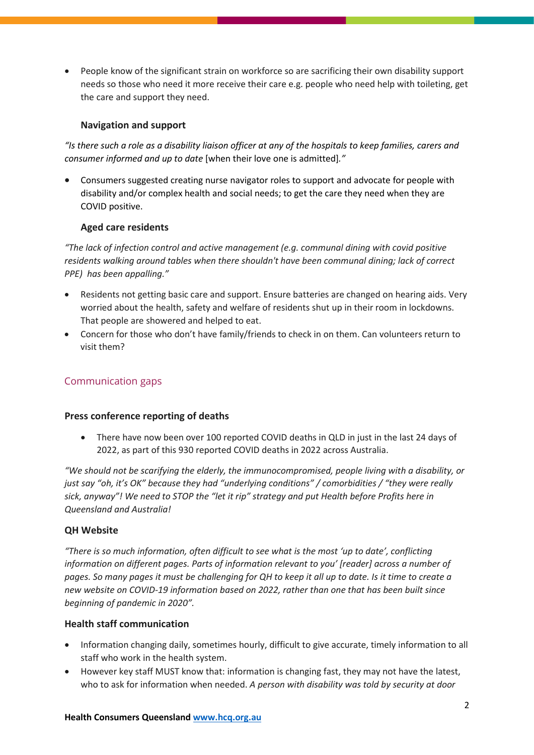- People know of the significant strain on workforce so are sacrificing their own disability support needs so those who need it more receive their care e.g. people who need help with toileting, get the care and support they need.

**Navigation and support**

*"Is there such a role as a disability liaison officer at any of the hospitals to keep families, carers and consumer informed and up to date* [when their love one is admitted].*"*

- Consumers suggested creating nurse navigator roles to support and advocate for people with disability and/or complex health and social needs; to get the care they need when they are COVID positive.

**Aged care residents**

*"The lack of infection control and active management (e.g. communal dining with covid positive residents walking around tables when there shouldn't have been communal dining; lack of correct PPE) has been appalling."*

- Residents not getting basic care and support. Ensure batteries are changed on hearing aids. Very worried about the health, safety and welfare of residents shut up in their room in lockdowns. That people are showered and helped to eat.
- Concern for those who don't have family/friends to check in on them. Can volunteers return to visit them?

## Communication gaps

### Press conference reporting of deaths

- There have now been over 100 reported COVID deaths in QLD in just in the last 24 days of 2022, as part of this 930 reported COVID deaths in 2022 across Australia.

*"We should not be scarifying the elderly, the immunocompromised, people living with a disability, or just say "oh, it's OK" because they had "underlying conditions" / comorbidities / "they were really sick, anyway"! We need to STOP the "let it rip" strategy and put Health before Profits here in Queensland and Australia!*

### QH Website

*"There is so much information, often difficult to see what is the most 'up to date', conflicting information on different pages. Parts of information relevant to you' [reader] across a number of pages. So many pages it must be challenging for QH to keep it all up to date. Is it time to create a new website on COVID-19 information based on 2022, rather than one that has been built since beginning of pandemic in 2020".*

### Health staff communication

- Information changing daily, sometimes hourly, difficult to give accurate, timely information to all staff who work in the health system.
- However key staff MUST know that: information is changing fast, they may not have the latest, who to ask for information when needed. *A person with disability was told by security at door*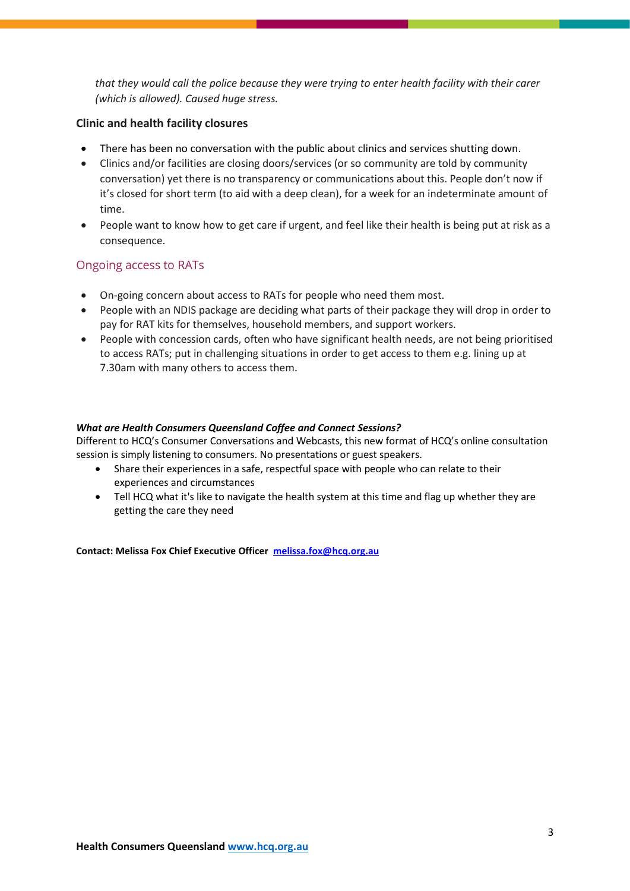*that they would call the police because they were trying to enter health facility with their carer (which is allowed). Caused huge stress.*

**Clinic and health facility closures**

- There has been no conversation with the public about clinics and services shutting down.
- Clinics and/or facilities are closing doors/services (or so community are told by community conversation) yet there is no transparency or communications about this. People don't now if it's closed for short term (to aid with a deep clean), for a week for an indeterminate amount of time.
- People want to know how to get care if urgent, and feel like their health is being put at risk as a consequence.

## Ongoing access to RATs

- On-going concern about access to RATs for people who need them most.
- People with an NDIS package are deciding what parts of their package they will drop in order to pay for RAT kits for themselves, household members, and support workers.
- People with concession cards, often who have significant health needs, are not being prioritised to access RATs; put in challenging situations in order to get access to them e.g. lining up at 7.30am with many others to access them.

***What are Health Consumers Queensland Coffee and Connect Sessions?***

Different to HCQ's Consumer Conversations and Webcasts, this new format of HCQ's online consultation session is simply listening to consumers. No presentations or guest speakers.

- Share their experiences in a safe, respectful space with people who can relate to their experiences and circumstances
- Tell HCQ what it's like to navigate the health system at this time and flag up whether they are getting the care they need

**Contact: Melissa Fox Chief Executive Officer [melissa.fox@hcq.org.au](mailto:melissa.fox@hcq.org.au)**

**Health Consumers Queensland [www.hcq.org.au](http://www.hcq.org.au)**